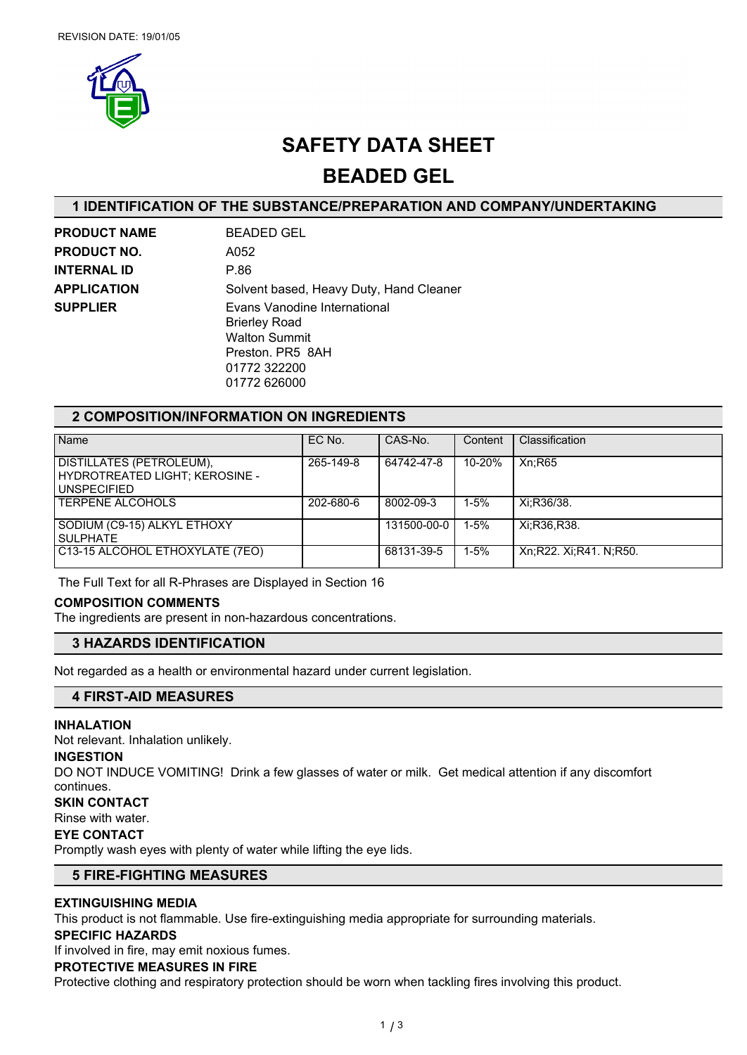REVISION DATE: 19/01/05

# SAFETY DATA SHEET
# BEADED GEL

## 1 IDENTIFICATION OF THE SUBSTANCE/PREPARATION AND COMPANY/UNDERTAKING

**PRODUCT NAME** BEADED GEL

**PRODUCT NO.** A052

**INTERNAL ID** P.86

**APPLICATION** Solvent based, Heavy Duty, Hand Cleaner

**SUPPLIER** Evans Vanodine International
Brierley Road
Walton Summit
Preston. PR5 8AH
01772 322200
01772 626000

## 2 COMPOSITION/INFORMATION ON INGREDIENTS

| Name | EC No. | CAS-No. | Content | Classification |
|---|---|---|---|---|
| DISTILLATES (PETROLEUM), HYDROTREATED LIGHT; KEROSINE - UNSPECIFIED | 265-149-8 | 64742-47-8 | 10-20% | Xn;R65 |
| TERPENE ALCOHOLS | 202-680-6 | 8002-09-3 | 1-5% | Xi;R36/38. |
| SODIUM (C9-15) ALKYL ETHOXY SULPHATE | | 131500-00-0 | 1-5% | Xi;R36,R38. |
| C13-15 ALCOHOL ETHOXYLATE (7EO) | | 68131-39-5 | 1-5% | Xn;R22. Xi;R41. N;R50. |

The Full Text for all R-Phrases are Displayed in Section 16

**COMPOSITION COMMENTS**

The ingredients are present in non-hazardous concentrations.

## 3 HAZARDS IDENTIFICATION

Not regarded as a health or environmental hazard under current legislation.

## 4 FIRST-AID MEASURES

**INHALATION**

Not relevant. Inhalation unlikely.

**INGESTION**

DO NOT INDUCE VOMITING! Drink a few glasses of water or milk. Get medical attention if any discomfort continues.

**SKIN CONTACT**

Rinse with water.

**EYE CONTACT**

Promptly wash eyes with plenty of water while lifting the eye lids.

## 5 FIRE-FIGHTING MEASURES

**EXTINGUISHING MEDIA**

This product is not flammable. Use fire-extinguishing media appropriate for surrounding materials.

**SPECIFIC HAZARDS**

If involved in fire, may emit noxious fumes.

**PROTECTIVE MEASURES IN FIRE**

Protective clothing and respiratory protection should be worn when tackling fires involving this product.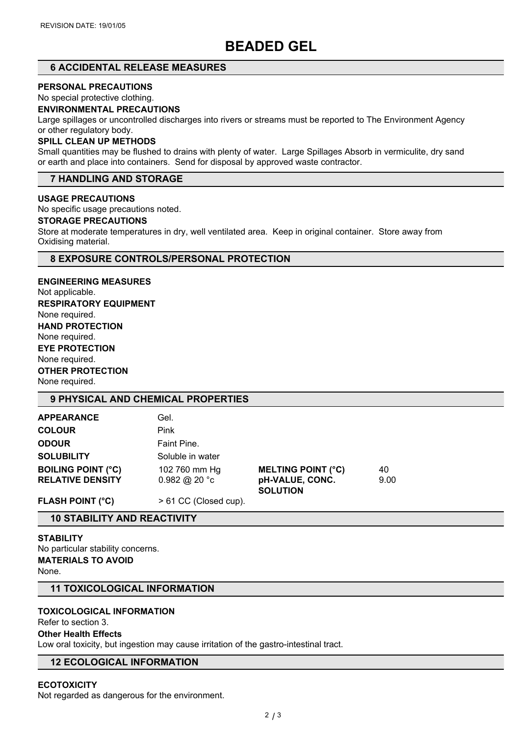# BEADED GEL

## 6 ACCIDENTAL RELEASE MEASURES

**PERSONAL PRECAUTIONS**

No special protective clothing.

**ENVIRONMENTAL PRECAUTIONS**

Large spillages or uncontrolled discharges into rivers or streams must be reported to The Environment Agency or other regulatory body.

**SPILL CLEAN UP METHODS**

Small quantities may be flushed to drains with plenty of water. Large Spillages Absorb in vermiculite, dry sand or earth and place into containers. Send for disposal by approved waste contractor.

## 7 HANDLING AND STORAGE

**USAGE PRECAUTIONS**

No specific usage precautions noted.

**STORAGE PRECAUTIONS**

Store at moderate temperatures in dry, well ventilated area. Keep in original container. Store away from Oxidising material.

## 8 EXPOSURE CONTROLS/PERSONAL PROTECTION

**ENGINEERING MEASURES**

Not applicable.

**RESPIRATORY EQUIPMENT**

None required.

**HAND PROTECTION**

None required.

**EYE PROTECTION**

None required.

**OTHER PROTECTION**

None required.

## 9 PHYSICAL AND CHEMICAL PROPERTIES

| | | | |
|---|---|---|---|
| **APPEARANCE** | Gel. | | |
| **COLOUR** | Pink | | |
| **ODOUR** | Faint Pine. | | |
| **SOLUBILITY** | Soluble in water | | |
| **BOILING POINT (°C)** | 102 760 mm Hg | **MELTING POINT (°C)** | 40 |
| **RELATIVE DENSITY** | 0.982 @ 20 °c | **pH-VALUE, CONC. SOLUTION** | 9.00 |
| **FLASH POINT (°C)** | > 61 CC (Closed cup). | | |

## 10 STABILITY AND REACTIVITY

**STABILITY**

No particular stability concerns.

**MATERIALS TO AVOID**

None.

## 11 TOXICOLOGICAL INFORMATION

**TOXICOLOGICAL INFORMATION**

Refer to section 3.

**Other Health Effects**

Low oral toxicity, but ingestion may cause irritation of the gastro-intestinal tract.

## 12 ECOLOGICAL INFORMATION

**ECOTOXICITY**

Not regarded as dangerous for the environment.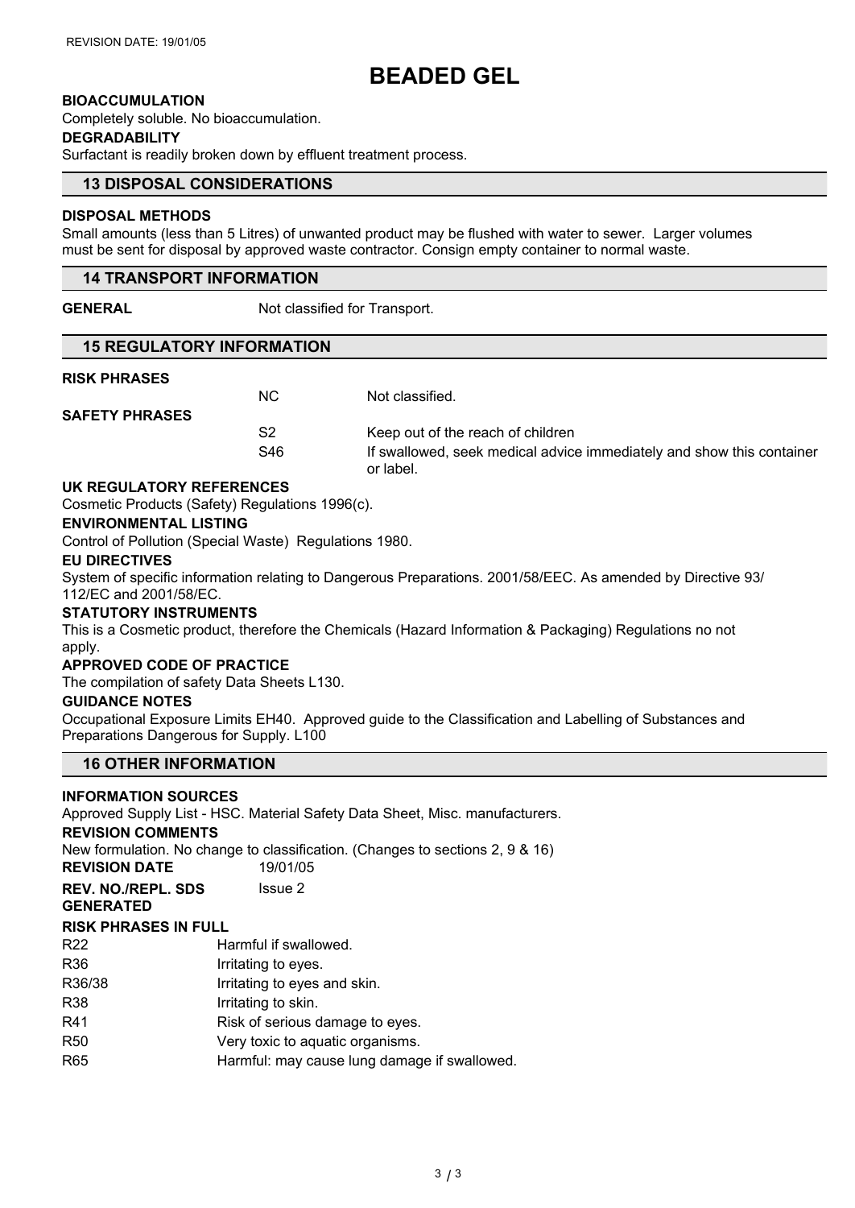# BEADED GEL

**BIOACCUMULATION**

Completely soluble. No bioaccumulation.

**DEGRADABILITY**

Surfactant is readily broken down by effluent treatment process.

## 13 DISPOSAL CONSIDERATIONS

**DISPOSAL METHODS**

Small amounts (less than 5 Litres) of unwanted product may be flushed with water to sewer. Larger volumes must be sent for disposal by approved waste contractor. Consign empty container to normal waste.

## 14 TRANSPORT INFORMATION

**GENERAL** Not classified for Transport.

## 15 REGULATORY INFORMATION

| | | |
|---|---|---|
| **RISK PHRASES** | | |
| | NC | Not classified. |
| **SAFETY PHRASES** | | |
| | S2 | Keep out of the reach of children |
| | S46 | If swallowed, seek medical advice immediately and show this container or label. |

**UK REGULATORY REFERENCES**

Cosmetic Products (Safety) Regulations 1996(c).

**ENVIRONMENTAL LISTING**

Control of Pollution (Special Waste) Regulations 1980.

**EU DIRECTIVES**

System of specific information relating to Dangerous Preparations. 2001/58/EEC. As amended by Directive 93/ 112/EC and 2001/58/EC.

**STATUTORY INSTRUMENTS**

This is a Cosmetic product, therefore the Chemicals (Hazard Information & Packaging) Regulations no not apply.

**APPROVED CODE OF PRACTICE**

The compilation of safety Data Sheets L130.

**GUIDANCE NOTES**

Occupational Exposure Limits EH40. Approved guide to the Classification and Labelling of Substances and Preparations Dangerous for Supply. L100

## 16 OTHER INFORMATION

**INFORMATION SOURCES**

Approved Supply List - HSC. Material Safety Data Sheet, Misc. manufacturers.

**REVISION COMMENTS**

New formulation. No change to classification. (Changes to sections 2, 9 & 16)

**REVISION DATE** 19/01/05

**REV. NO./REPL. SDS GENERATED** Issue 2

**RISK PHRASES IN FULL**

| | |
|---|---|
| R22 | Harmful if swallowed. |
| R36 | Irritating to eyes. |
| R36/38 | Irritating to eyes and skin. |
| R38 | Irritating to skin. |
| R41 | Risk of serious damage to eyes. |
| R50 | Very toxic to aquatic organisms. |
| R65 | Harmful: may cause lung damage if swallowed. |